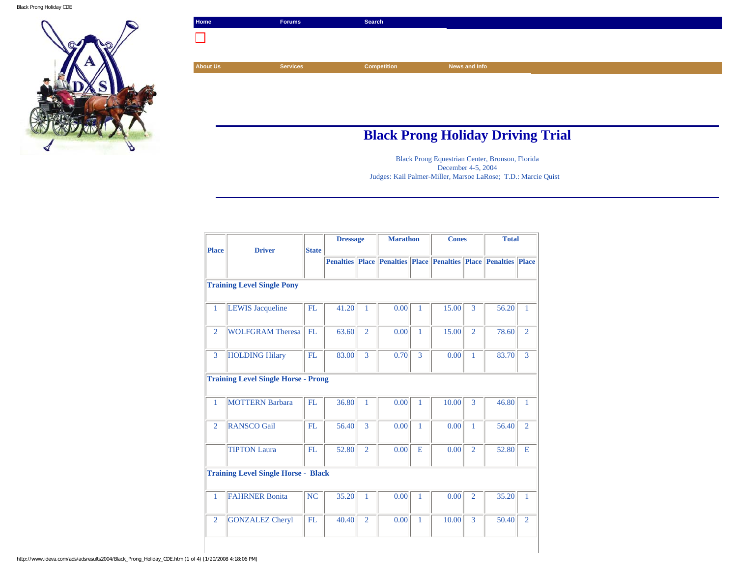Home | Forums | Search

About Us | Services | Competition | News and Info

# Black Prong Holiday Driving Trial

Black Prong Equestrian Center, Bronson, Florida
December 4-5, 2004
Judges: Kail Palmer-Miller, Marsoe LaRose; T.D.: Marcie Quist

| Place | Driver | State | Dressage | | Marathon | | Cones | | Total | |
|---|---|---|---|---|---|---|---|---|---|---|
| | | | Penalties | Place | Penalties | Place | Penalties | Place | Penalties | Place |
| **Training Level Single Pony** | | | | | | | | | | |
| 1 | LEWIS Jacqueline | FL | 41.20 | 1 | 0.00 | 1 | 15.00 | 3 | 56.20 | 1 |
| 2 | WOLFGRAM Theresa | FL | 63.60 | 2 | 0.00 | 1 | 15.00 | 2 | 78.60 | 2 |
| 3 | HOLDING Hilary | FL | 83.00 | 3 | 0.70 | 3 | 0.00 | 1 | 83.70 | 3 |
| **Training Level Single Horse - Prong** | | | | | | | | | | |
| 1 | MOTTERN Barbara | FL | 36.80 | 1 | 0.00 | 1 | 10.00 | 3 | 46.80 | 1 |
| 2 | RANSCO Gail | FL | 56.40 | 3 | 0.00 | 1 | 0.00 | 1 | 56.40 | 2 |
| | TIPTON Laura | FL | 52.80 | 2 | 0.00 | E | 0.00 | 2 | 52.80 | E |
| **Training Level Single Horse - Black** | | | | | | | | | | |
| 1 | FAHRNER Bonita | NC | 35.20 | 1 | 0.00 | 1 | 0.00 | 2 | 35.20 | 1 |
| 2 | GONZALEZ Cheryl | FL | 40.40 | 2 | 0.00 | 1 | 10.00 | 3 | 50.40 | 2 |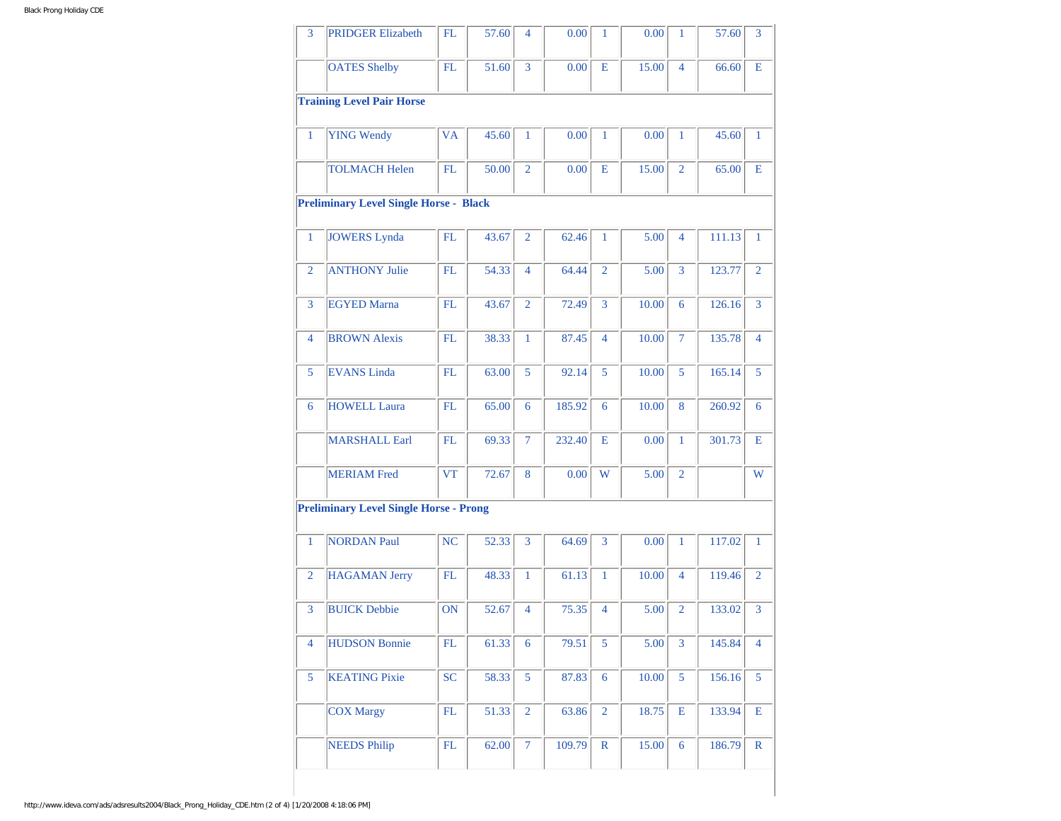| | | | | | | | | | | |
|---|---|---|---|---|---|---|---|---|---|---|
| 3 | PRIDGER Elizabeth | FL | 57.60 | 4 | 0.00 | 1 | 0.00 | 1 | 57.60 | 3 |
| | OATES Shelby | FL | 51.60 | 3 | 0.00 | E | 15.00 | 4 | 66.60 | E |
| **Training Level Pair Horse** | | | | | | | | | | |
| 1 | YING Wendy | VA | 45.60 | 1 | 0.00 | 1 | 0.00 | 1 | 45.60 | 1 |
| | TOLMACH Helen | FL | 50.00 | 2 | 0.00 | E | 15.00 | 2 | 65.00 | E |
| **Preliminary Level Single Horse - Black** | | | | | | | | | | |
| 1 | JOWERS Lynda | FL | 43.67 | 2 | 62.46 | 1 | 5.00 | 4 | 111.13 | 1 |
| 2 | ANTHONY Julie | FL | 54.33 | 4 | 64.44 | 2 | 5.00 | 3 | 123.77 | 2 |
| 3 | EGYED Marna | FL | 43.67 | 2 | 72.49 | 3 | 10.00 | 6 | 126.16 | 3 |
| 4 | BROWN Alexis | FL | 38.33 | 1 | 87.45 | 4 | 10.00 | 7 | 135.78 | 4 |
| 5 | EVANS Linda | FL | 63.00 | 5 | 92.14 | 5 | 10.00 | 5 | 165.14 | 5 |
| 6 | HOWELL Laura | FL | 65.00 | 6 | 185.92 | 6 | 10.00 | 8 | 260.92 | 6 |
| | MARSHALL Earl | FL | 69.33 | 7 | 232.40 | E | 0.00 | 1 | 301.73 | E |
| | MERIAM Fred | VT | 72.67 | 8 | 0.00 | W | 5.00 | 2 | | W |
| **Preliminary Level Single Horse - Prong** | | | | | | | | | | |
| 1 | NORDAN Paul | NC | 52.33 | 3 | 64.69 | 3 | 0.00 | 1 | 117.02 | 1 |
| 2 | HAGAMAN Jerry | FL | 48.33 | 1 | 61.13 | 1 | 10.00 | 4 | 119.46 | 2 |
| 3 | BUICK Debbie | ON | 52.67 | 4 | 75.35 | 4 | 5.00 | 2 | 133.02 | 3 |
| 4 | HUDSON Bonnie | FL | 61.33 | 6 | 79.51 | 5 | 5.00 | 3 | 145.84 | 4 |
| 5 | KEATING Pixie | SC | 58.33 | 5 | 87.83 | 6 | 10.00 | 5 | 156.16 | 5 |
| | COX Margy | FL | 51.33 | 2 | 63.86 | 2 | 18.75 | E | 133.94 | E |
| | NEEDS Philip | FL | 62.00 | 7 | 109.79 | R | 15.00 | 6 | 186.79 | R |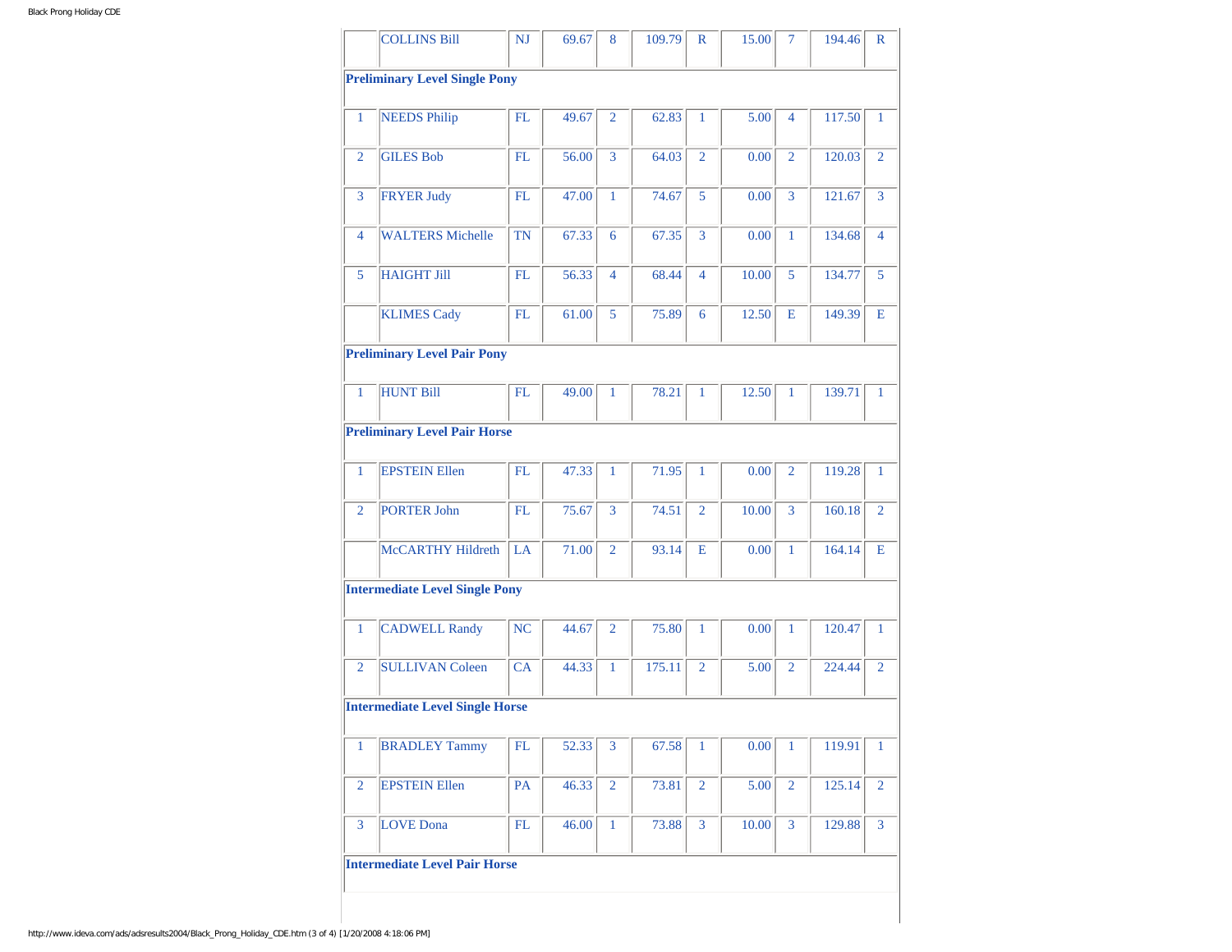| | | | | | | | | | | |
|---|---|---|---|---|---|---|---|---|---|---|
| | COLLINS Bill | NJ | 69.67 | 8 | 109.79 | R | 15.00 | 7 | 194.46 | R |
| **Preliminary Level Single Pony** | | | | | | | | | | |
| 1 | NEEDS Philip | FL | 49.67 | 2 | 62.83 | 1 | 5.00 | 4 | 117.50 | 1 |
| 2 | GILES Bob | FL | 56.00 | 3 | 64.03 | 2 | 0.00 | 2 | 120.03 | 2 |
| 3 | FRYER Judy | FL | 47.00 | 1 | 74.67 | 5 | 0.00 | 3 | 121.67 | 3 |
| 4 | WALTERS Michelle | TN | 67.33 | 6 | 67.35 | 3 | 0.00 | 1 | 134.68 | 4 |
| 5 | HAIGHT Jill | FL | 56.33 | 4 | 68.44 | 4 | 10.00 | 5 | 134.77 | 5 |
| | KLIMES Cady | FL | 61.00 | 5 | 75.89 | 6 | 12.50 | E | 149.39 | E |
| **Preliminary Level Pair Pony** | | | | | | | | | | |
| 1 | HUNT Bill | FL | 49.00 | 1 | 78.21 | 1 | 12.50 | 1 | 139.71 | 1 |
| **Preliminary Level Pair Horse** | | | | | | | | | | |
| 1 | EPSTEIN Ellen | FL | 47.33 | 1 | 71.95 | 1 | 0.00 | 2 | 119.28 | 1 |
| 2 | PORTER John | FL | 75.67 | 3 | 74.51 | 2 | 10.00 | 3 | 160.18 | 2 |
| | McCARTHY Hildreth | LA | 71.00 | 2 | 93.14 | E | 0.00 | 1 | 164.14 | E |
| **Intermediate Level Single Pony** | | | | | | | | | | |
| 1 | CADWELL Randy | NC | 44.67 | 2 | 75.80 | 1 | 0.00 | 1 | 120.47 | 1 |
| 2 | SULLIVAN Coleen | CA | 44.33 | 1 | 175.11 | 2 | 5.00 | 2 | 224.44 | 2 |
| **Intermediate Level Single Horse** | | | | | | | | | | |
| 1 | BRADLEY Tammy | FL | 52.33 | 3 | 67.58 | 1 | 0.00 | 1 | 119.91 | 1 |
| 2 | EPSTEIN Ellen | PA | 46.33 | 2 | 73.81 | 2 | 5.00 | 2 | 125.14 | 2 |
| 3 | LOVE Dona | FL | 46.00 | 1 | 73.88 | 3 | 10.00 | 3 | 129.88 | 3 |
| **Intermediate Level Pair Horse** | | | | | | | | | | |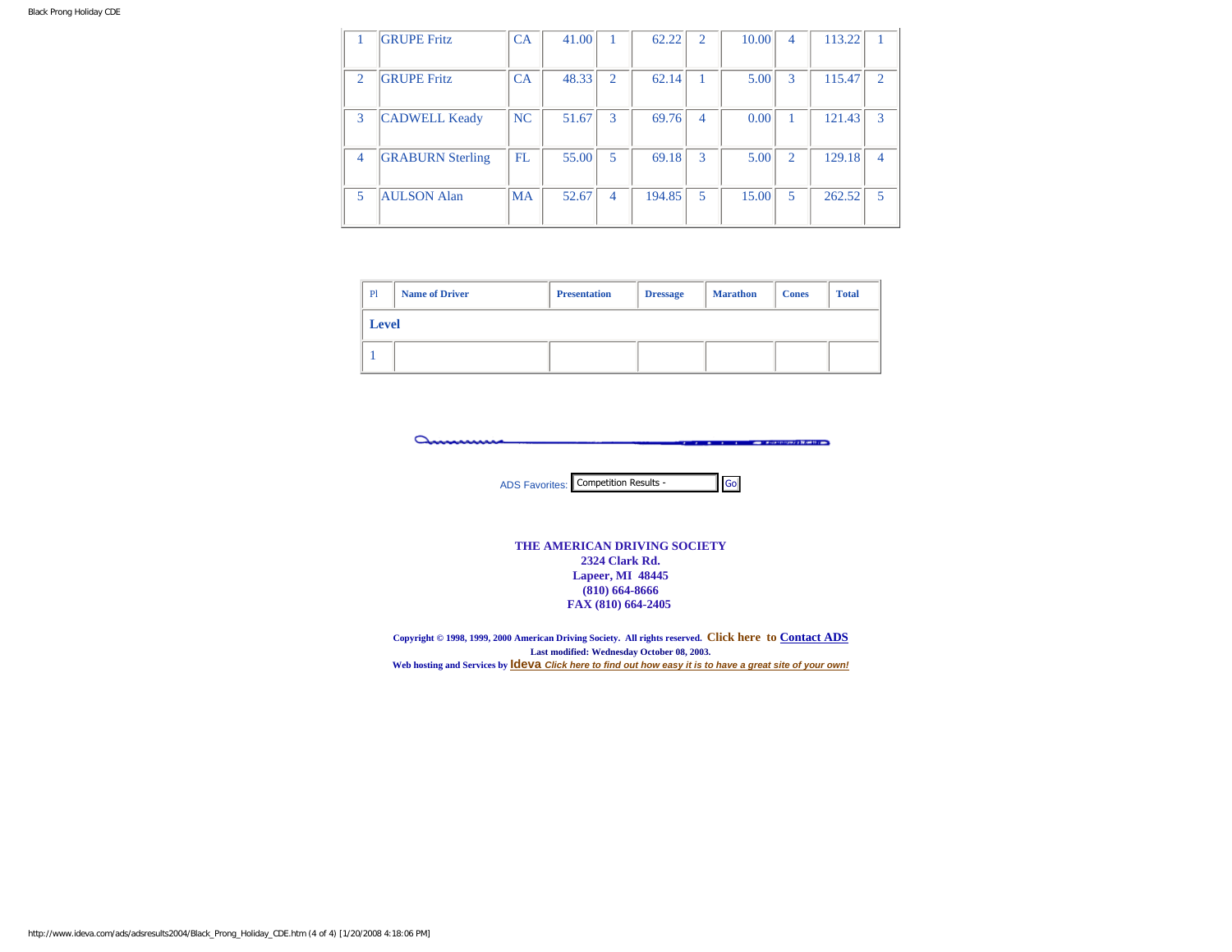| | | | | | | | | | | |
|---|---|---|---|---|---|---|---|---|---|---|
| 1 | GRUPE Fritz | CA | 41.00 | 1 | 62.22 | 2 | 10.00 | 4 | 113.22 | 1 |
| 2 | GRUPE Fritz | CA | 48.33 | 2 | 62.14 | 1 | 5.00 | 3 | 115.47 | 2 |
| 3 | CADWELL Keady | NC | 51.67 | 3 | 69.76 | 4 | 0.00 | 1 | 121.43 | 3 |
| 4 | GRABURN Sterling | FL | 55.00 | 5 | 69.18 | 3 | 5.00 | 2 | 129.18 | 4 |
| 5 | AULSON Alan | MA | 52.67 | 4 | 194.85 | 5 | 15.00 | 5 | 262.52 | 5 |

| Pl | Name of Driver | Presentation | Dressage | Marathon | Cones | Total |
|---|---|---|---|---|---|---|
| **Level** | | | | | | |
| 1 | | | | | | |

ADS Favorites: Competition Results - Go

**THE AMERICAN DRIVING SOCIETY**
**2324 Clark Rd.**
**Lapeer, MI 48445**
**(810) 664-8666**
**FAX (810) 664-2405**

**Copyright © 1998, 1999, 2000 American Driving Society. All rights reserved.** **Click here to Contact ADS**
**Last modified: Wednesday October 08, 2003.**
**Web hosting and Services by Ideva** ***Click here to find out how easy it is to have a great site of your own!***